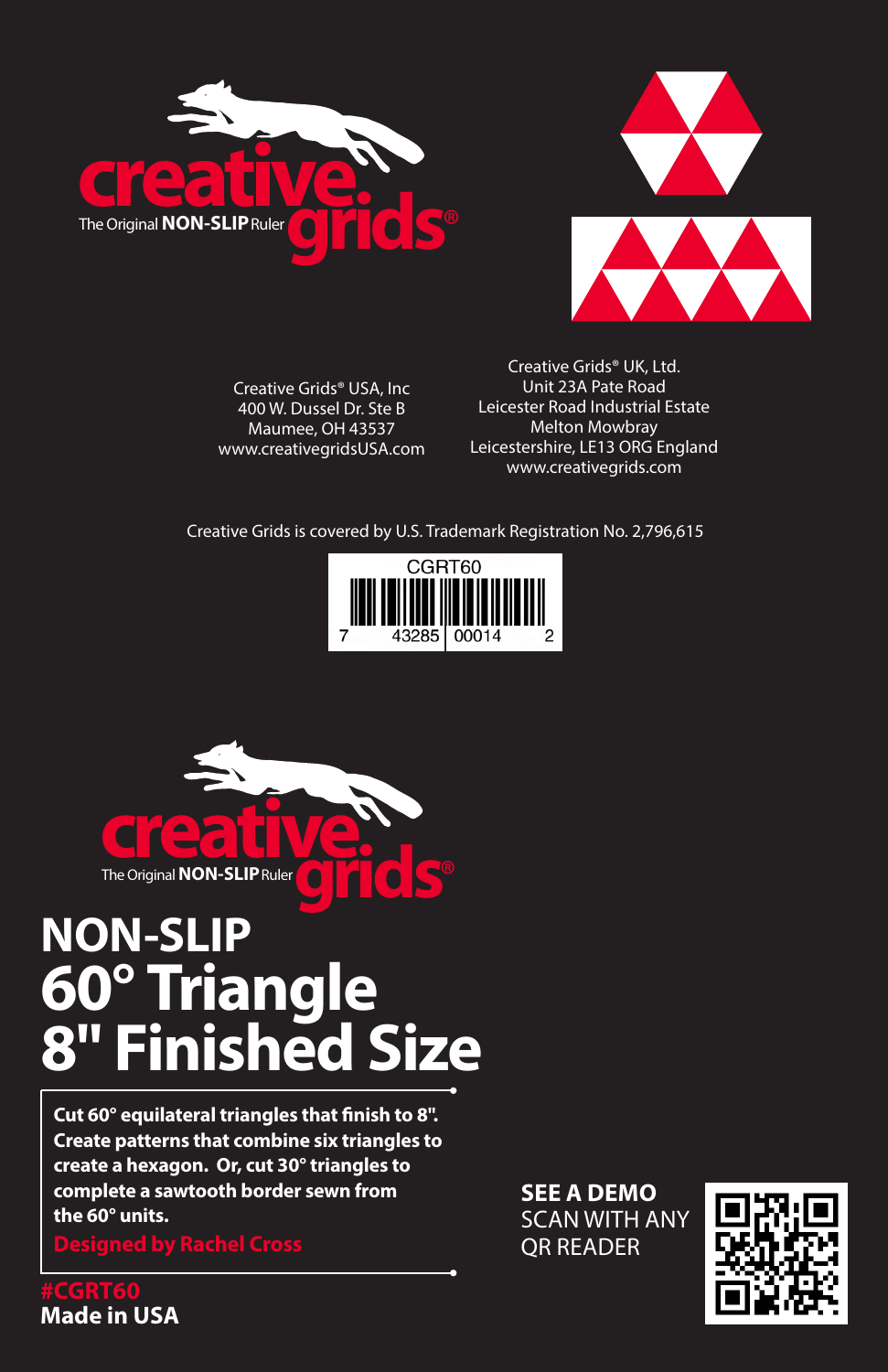creative grids®

The Original **NON-SLIP** Ruler

Creative Grids® USA, Inc
400 W. Dussel Dr. Ste B
Maumee, OH 43537
www.creativegridsUSA.com

Creative Grids® UK, Ltd.
Unit 23A Pate Road
Leicester Road Industrial Estate
Melton Mowbray
Leicestershire, LE13 0RG England
www.creativegrids.com

Creative Grids is covered by U.S. Trademark Registration No. 2,796,615

CGRT60

7 43285 00014 2

creative grids®

The Original **NON-SLIP** Ruler

# NON-SLIP 60° Triangle 8" Finished Size

**Cut 60° equilateral triangles that finish to 8". Create patterns that combine six triangles to create a hexagon. Or, cut 30° triangles to complete a sawtooth border sewn from the 60° units.**

**Designed by Rachel Cross**

**#CGRT60**
**Made in USA**

**SEE A DEMO**
SCAN WITH ANY QR READER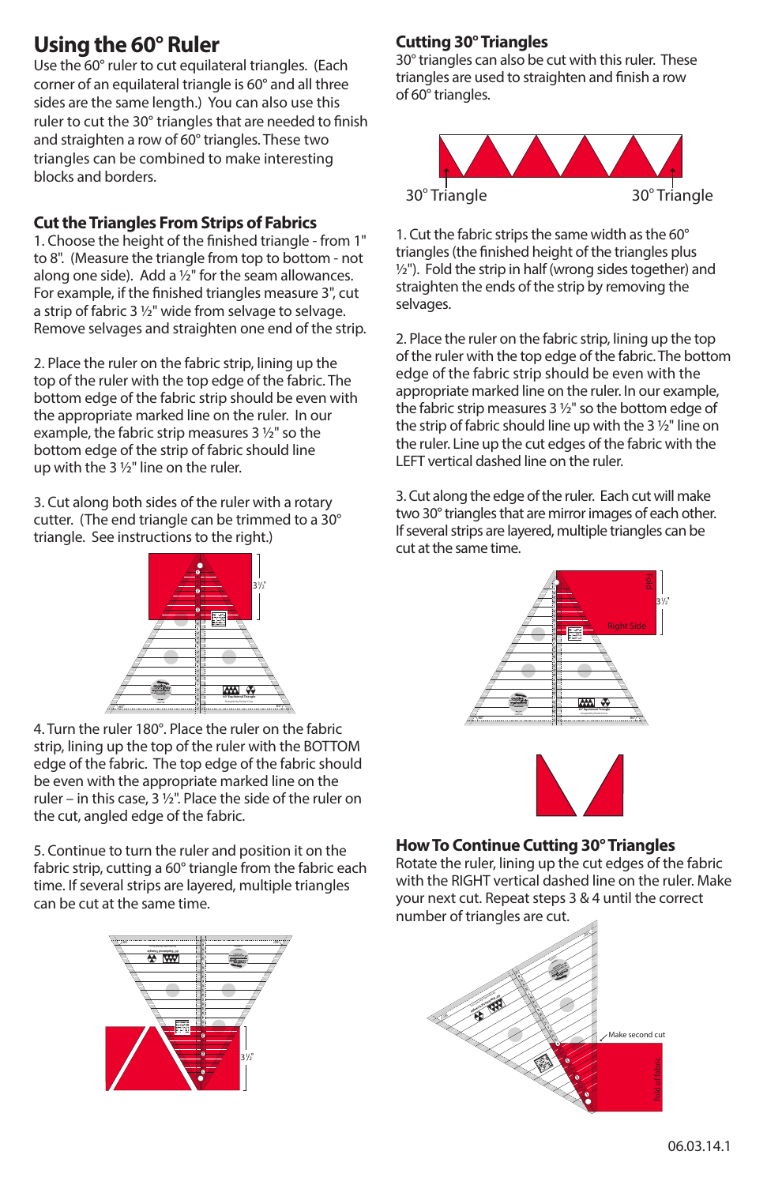# Using the 60° Ruler

Use the 60° ruler to cut equilateral triangles. (Each corner of an equilateral triangle is 60° and all three sides are the same length.) You can also use this ruler to cut the 30° triangles that are needed to finish and straighten a row of 60° triangles. These two triangles can be combined to make interesting blocks and borders.

## Cut the Triangles From Strips of Fabrics

1. Choose the height of the finished triangle - from 1" to 8". (Measure the triangle from top to bottom - not along one side). Add a ½" for the seam allowances. For example, if the finished triangles measure 3", cut a strip of fabric 3 ½" wide from selvage to selvage. Remove selvages and straighten one end of the strip.

2. Place the ruler on the fabric strip, lining up the top of the ruler with the top edge of the fabric. The bottom edge of the fabric strip should be even with the appropriate marked line on the ruler. In our example, the fabric strip measures 3 ½" so the bottom edge of the strip of fabric should line up with the 3 ½" line on the ruler.

3. Cut along both sides of the ruler with a rotary cutter. (The end triangle can be trimmed to a 30° triangle. See instructions to the right.)

3½"

4. Turn the ruler 180°. Place the ruler on the fabric strip, lining up the top of the ruler with the BOTTOM edge of the fabric. The top edge of the fabric should be even with the appropriate marked line on the ruler – in this case, 3 ½". Place the side of the ruler on the cut, angled edge of the fabric.

5. Continue to turn the ruler and position it on the fabric strip, cutting a 60° triangle from the fabric each time. If several strips are layered, multiple triangles can be cut at the same time.

3½"

## Cutting 30° Triangles

30° triangles can also be cut with this ruler. These triangles are used to straighten and finish a row of 60° triangles.

30° Triangle

30° Triangle

1. Cut the fabric strips the same width as the 60° triangles (the finished height of the triangles plus ½"). Fold the strip in half (wrong sides together) and straighten the ends of the strip by removing the selvages.

2. Place the ruler on the fabric strip, lining up the top of the ruler with the top edge of the fabric. The bottom edge of the fabric strip should be even with the appropriate marked line on the ruler. In our example, the fabric strip measures 3 ½" so the bottom edge of the strip of fabric should line up with the 3 ½" line on the ruler. Line up the cut edges of the fabric with the LEFT vertical dashed line on the ruler.

3. Cut along the edge of the ruler. Each cut will make two 30° triangles that are mirror images of each other. If several strips are layered, multiple triangles can be cut at the same time.

Fold

3½"

Right Side

## How To Continue Cutting 30° Triangles

Rotate the ruler, lining up the cut edges of the fabric with the RIGHT vertical dashed line on the ruler. Make your next cut. Repeat steps 3 & 4 until the correct number of triangles are cut.

Make second cut

Fold of Fabric

06.03.14.1